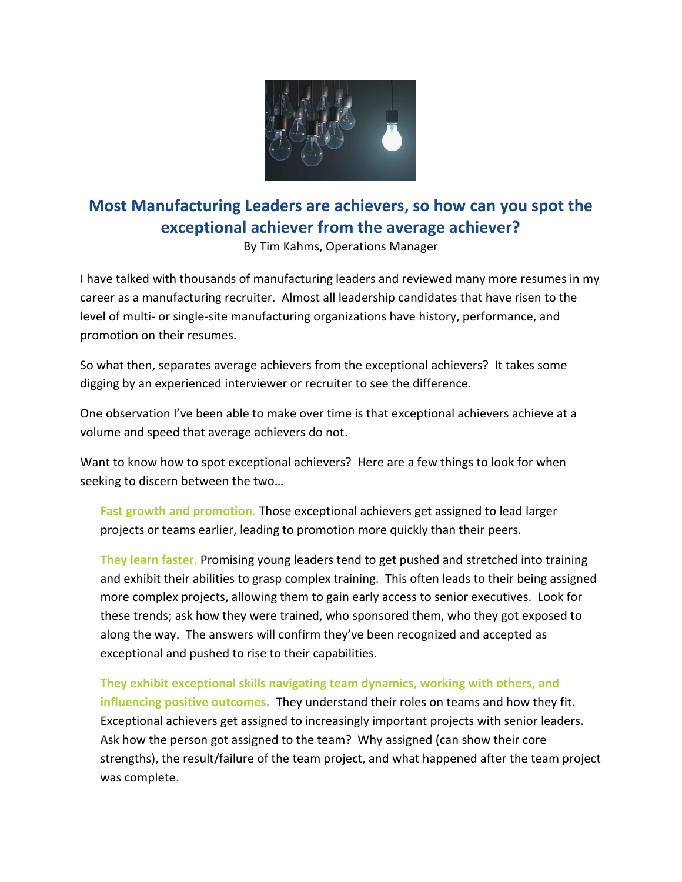# Most Manufacturing Leaders are achievers, so how can you spot the exceptional achiever from the average achiever?

By Tim Kahms, Operations Manager

I have talked with thousands of manufacturing leaders and reviewed many more resumes in my career as a manufacturing recruiter. Almost all leadership candidates that have risen to the level of multi- or single-site manufacturing organizations have history, performance, and promotion on their resumes.

So what then, separates average achievers from the exceptional achievers? It takes some digging by an experienced interviewer or recruiter to see the difference.

One observation I've been able to make over time is that exceptional achievers achieve at a volume and speed that average achievers do not.

Want to know how to spot exceptional achievers? Here are a few things to look for when seeking to discern between the two…

**Fast growth and promotion.** Those exceptional achievers get assigned to lead larger projects or teams earlier, leading to promotion more quickly than their peers.

**They learn faster.** Promising young leaders tend to get pushed and stretched into training and exhibit their abilities to grasp complex training. This often leads to their being assigned more complex projects, allowing them to gain early access to senior executives. Look for these trends; ask how they were trained, who sponsored them, who they got exposed to along the way. The answers will confirm they've been recognized and accepted as exceptional and pushed to rise to their capabilities.

**They exhibit exceptional skills navigating team dynamics, working with others, and influencing positive outcomes.** They understand their roles on teams and how they fit. Exceptional achievers get assigned to increasingly important projects with senior leaders. Ask how the person got assigned to the team? Why assigned (can show their core strengths), the result/failure of the team project, and what happened after the team project was complete.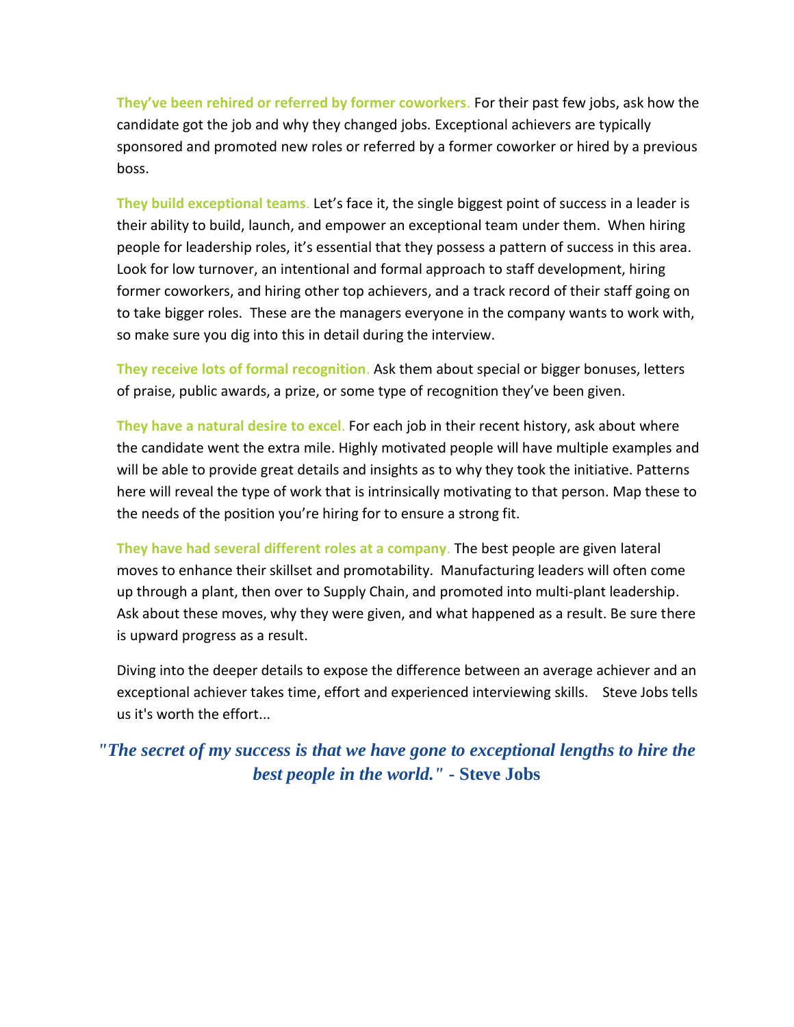**They've been rehired or referred by former coworkers.** For their past few jobs, ask how the candidate got the job and why they changed jobs. Exceptional achievers are typically sponsored and promoted new roles or referred by a former coworker or hired by a previous boss.

**They build exceptional teams.** Let's face it, the single biggest point of success in a leader is their ability to build, launch, and empower an exceptional team under them. When hiring people for leadership roles, it's essential that they possess a pattern of success in this area. Look for low turnover, an intentional and formal approach to staff development, hiring former coworkers, and hiring other top achievers, and a track record of their staff going on to take bigger roles. These are the managers everyone in the company wants to work with, so make sure you dig into this in detail during the interview.

**They receive lots of formal recognition.** Ask them about special or bigger bonuses, letters of praise, public awards, a prize, or some type of recognition they've been given.

**They have a natural desire to excel.** For each job in their recent history, ask about where the candidate went the extra mile. Highly motivated people will have multiple examples and will be able to provide great details and insights as to why they took the initiative. Patterns here will reveal the type of work that is intrinsically motivating to that person. Map these to the needs of the position you're hiring for to ensure a strong fit.

**They have had several different roles at a company.** The best people are given lateral moves to enhance their skillset and promotability. Manufacturing leaders will often come up through a plant, then over to Supply Chain, and promoted into multi-plant leadership. Ask about these moves, why they were given, and what happened as a result. Be sure there is upward progress as a result.

Diving into the deeper details to expose the difference between an average achiever and an exceptional achiever takes time, effort and experienced interviewing skills. Steve Jobs tells us it's worth the effort...

***"The secret of my success is that we have gone to exceptional lengths to hire the best people in the world."* - Steve Jobs**